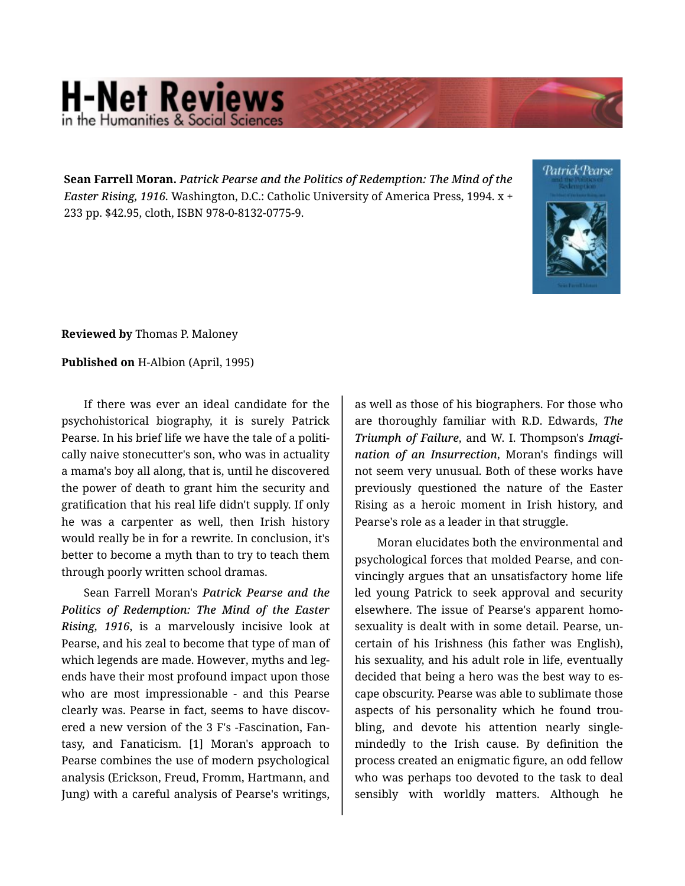**Sean Farrell Moran.** *Patrick Pearse and the Politics of Redemption: The Mind of the Easter Rising, 1916.* Washington, D.C.: Catholic University of America Press, 1994. x + 233 pp. $42.95, cloth, ISBN 978-0-8132-0775-9.

**Reviewed by** Thomas P. Maloney

**Published on** H-Albion (April, 1995)

If there was ever an ideal candidate for the psychohistorical biography, it is surely Patrick Pearse. In his brief life we have the tale of a politically naive stonecutter's son, who was in actuality a mama's boy all along, that is, until he discovered the power of death to grant him the security and gratification that his real life didn't supply. If only he was a carpenter as well, then Irish history would really be in for a rewrite. In conclusion, it's better to become a myth than to try to teach them through poorly written school dramas.

Sean Farrell Moran's ***Patrick Pearse and the Politics of Redemption: The Mind of the Easter Rising, 1916***, is a marvelously incisive look at Pearse, and his zeal to become that type of man of which legends are made. However, myths and legends have their most profound impact upon those who are most impressionable - and this Pearse clearly was. Pearse in fact, seems to have discovered a new version of the 3 F's -Fascination, Fantasy, and Fanaticism. [1] Moran's approach to Pearse combines the use of modern psychological analysis (Erickson, Freud, Fromm, Hartmann, and Jung) with a careful analysis of Pearse's writings, as well as those of his biographers. For those who are thoroughly familiar with R.D. Edwards, ***The Triumph of Failure***, and W. I. Thompson's ***Imagination of an Insurrection***, Moran's findings will not seem very unusual. Both of these works have previously questioned the nature of the Easter Rising as a heroic moment in Irish history, and Pearse's role as a leader in that struggle.

Moran elucidates both the environmental and psychological forces that molded Pearse, and convincingly argues that an unsatisfactory home life led young Patrick to seek approval and security elsewhere. The issue of Pearse's apparent homosexuality is dealt with in some detail. Pearse, uncertain of his Irishness (his father was English), his sexuality, and his adult role in life, eventually decided that being a hero was the best way to escape obscurity. Pearse was able to sublimate those aspects of his personality which he found troubling, and devote his attention nearly singlemindedly to the Irish cause. By definition the process created an enigmatic figure, an odd fellow who was perhaps too devoted to the task to deal sensibly with worldly matters. Although he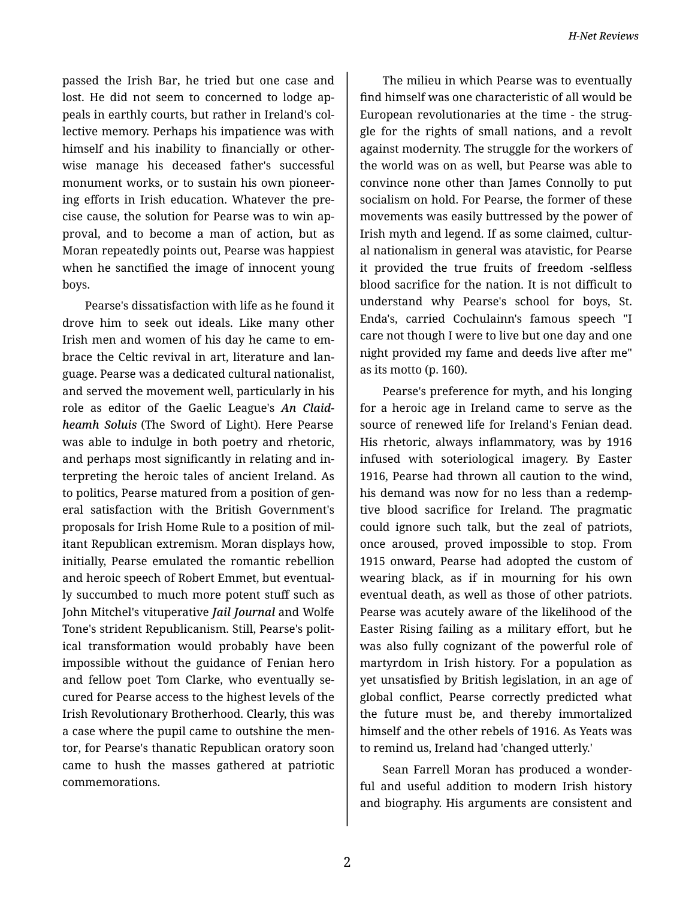passed the Irish Bar, he tried but one case and lost. He did not seem to concerned to lodge appeals in earthly courts, but rather in Ireland's collective memory. Perhaps his impatience was with himself and his inability to financially or otherwise manage his deceased father's successful monument works, or to sustain his own pioneering efforts in Irish education. Whatever the precise cause, the solution for Pearse was to win approval, and to become a man of action, but as Moran repeatedly points out, Pearse was happiest when he sanctified the image of innocent young boys.

Pearse's dissatisfaction with life as he found it drove him to seek out ideals. Like many other Irish men and women of his day he came to embrace the Celtic revival in art, literature and language. Pearse was a dedicated cultural nationalist, and served the movement well, particularly in his role as editor of the Gaelic League's ***An Claidheamh Soluis*** (The Sword of Light). Here Pearse was able to indulge in both poetry and rhetoric, and perhaps most significantly in relating and interpreting the heroic tales of ancient Ireland. As to politics, Pearse matured from a position of general satisfaction with the British Government's proposals for Irish Home Rule to a position of militant Republican extremism. Moran displays how, initially, Pearse emulated the romantic rebellion and heroic speech of Robert Emmet, but eventually succumbed to much more potent stuff such as John Mitchel's vituperative ***Jail Journal*** and Wolfe Tone's strident Republicanism. Still, Pearse's political transformation would probably have been impossible without the guidance of Fenian hero and fellow poet Tom Clarke, who eventually secured for Pearse access to the highest levels of the Irish Revolutionary Brotherhood. Clearly, this was a case where the pupil came to outshine the mentor, for Pearse's thanatic Republican oratory soon came to hush the masses gathered at patriotic commemorations.

The milieu in which Pearse was to eventually find himself was one characteristic of all would be European revolutionaries at the time - the struggle for the rights of small nations, and a revolt against modernity. The struggle for the workers of the world was on as well, but Pearse was able to convince none other than James Connolly to put socialism on hold. For Pearse, the former of these movements was easily buttressed by the power of Irish myth and legend. If as some claimed, cultural nationalism in general was atavistic, for Pearse it provided the true fruits of freedom -selfless blood sacrifice for the nation. It is not difficult to understand why Pearse's school for boys, St. Enda's, carried Cochulainn's famous speech "I care not though I were to live but one day and one night provided my fame and deeds live after me" as its motto (p. 160).

Pearse's preference for myth, and his longing for a heroic age in Ireland came to serve as the source of renewed life for Ireland's Fenian dead. His rhetoric, always inflammatory, was by 1916 infused with soteriological imagery. By Easter 1916, Pearse had thrown all caution to the wind, his demand was now for no less than a redemptive blood sacrifice for Ireland. The pragmatic could ignore such talk, but the zeal of patriots, once aroused, proved impossible to stop. From 1915 onward, Pearse had adopted the custom of wearing black, as if in mourning for his own eventual death, as well as those of other patriots. Pearse was acutely aware of the likelihood of the Easter Rising failing as a military effort, but he was also fully cognizant of the powerful role of martyrdom in Irish history. For a population as yet unsatisfied by British legislation, in an age of global conflict, Pearse correctly predicted what the future must be, and thereby immortalized himself and the other rebels of 1916. As Yeats was to remind us, Ireland had 'changed utterly.'

Sean Farrell Moran has produced a wonderful and useful addition to modern Irish history and biography. His arguments are consistent and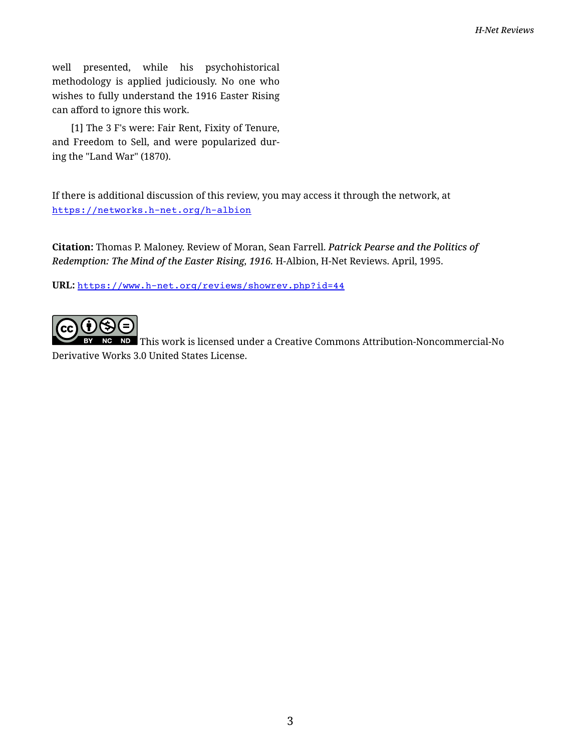well presented, while his psychohistorical methodology is applied judiciously. No one who wishes to fully understand the 1916 Easter Rising can afford to ignore this work.

[1] The 3 F's were: Fair Rent, Fixity of Tenure, and Freedom to Sell, and were popularized during the "Land War" (1870).

If there is additional discussion of this review, you may access it through the network, at https://networks.h-net.org/h-albion

**Citation:** Thomas P. Maloney. Review of Moran, Sean Farrell. ***Patrick Pearse and the Politics of Redemption: The Mind of the Easter Rising, 1916.*** H-Albion, H-Net Reviews. April, 1995.

**URL:** https://www.h-net.org/reviews/showrev.php?id=44

This work is licensed under a Creative Commons Attribution-Noncommercial-No Derivative Works 3.0 United States License.